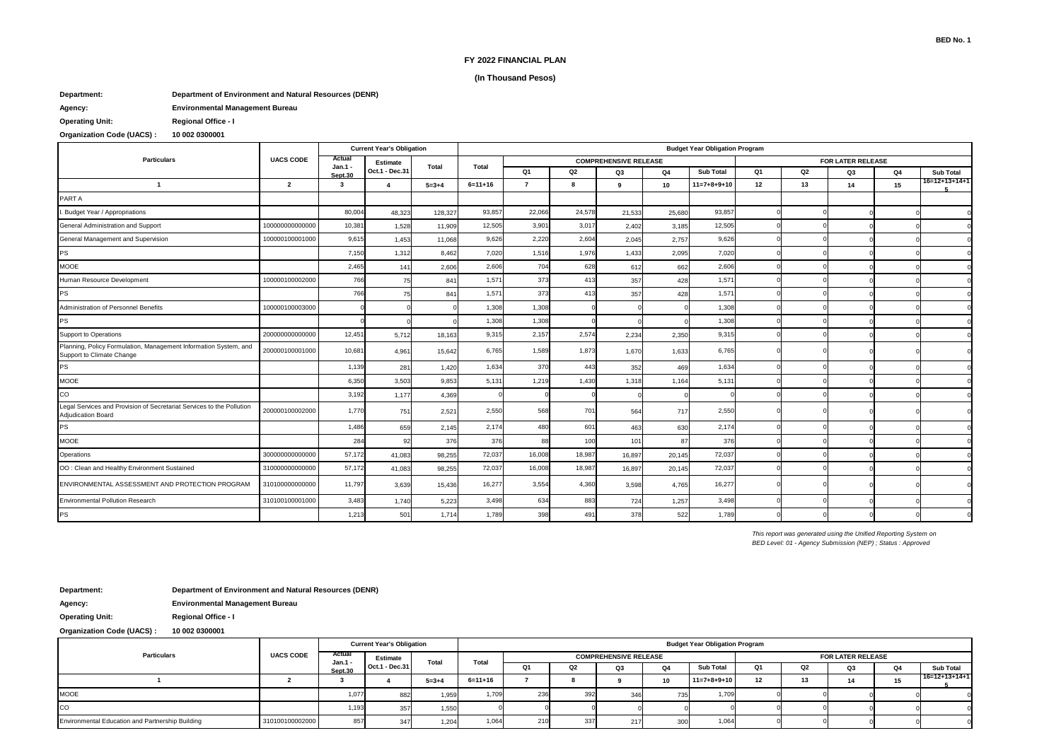BED No. 1

## FY 2022 FINANCIAL PLAN

**(In Thousand Pesos)**

**Department:** Department of Environment and Natural Resources (DENR)

**Agency:** Environmental Management Bureau

**Operating Unit:** Regional Office - I

**Organization Code (UACS) :** 10 002 0300001

| Particulars | UACS CODE | Current Year's Obligation | | | Budget Year Obligation Program | | | | | | | | | | | |
|---|---|---|---|---|---|---|---|---|---|---|---|---|---|---|---|---|
| | | Actual Jan.1 - Sept.30 | Estimate Oct.1 - Dec.31 | Total | Total | COMPREHENSIVE RELEASE | | | | | FOR LATER RELEASE | | | | |
| | | | | | | Q1 | Q2 | Q3 | Q4 | Sub Total | Q1 | Q2 | Q3 | Q4 | Sub Total |
| 1 | 2 | 3 | 4 | 5=3+4 | 6=11+16 | 7 | 8 | 9 | 10 | 11=7+8+9+10 | 12 | 13 | 14 | 15 | 16=12+13+14+15 |
| PART A | | | | | | | | | | | | | | | |
| I. Budget Year / Appropriations | | 80,004 | 48,323 | 128,327 | 93,857 | 22,066 | 24,578 | 21,533 | 25,680 | 93,857 | 0 | 0 | 0 | 0 | 0 |
| General Administration and Support | 100000000000000 | 10,381 | 1,528 | 11,909 | 12,505 | 3,901 | 3,017 | 2,402 | 3,185 | 12,505 | 0 | 0 | 0 | 0 | 0 |
| General Management and Supervision | 100000100001000 | 9,615 | 1,453 | 11,068 | 9,626 | 2,220 | 2,604 | 2,045 | 2,757 | 9,626 | 0 | 0 | 0 | 0 | 0 |
| PS | | 7,150 | 1,312 | 8,462 | 7,020 | 1,516 | 1,976 | 1,433 | 2,095 | 7,020 | 0 | 0 | 0 | 0 | 0 |
| MOOE | | 2,465 | 141 | 2,606 | 2,606 | 704 | 628 | 612 | 662 | 2,606 | 0 | 0 | 0 | 0 | 0 |
| Human Resource Development | 100000100002000 | 766 | 75 | 841 | 1,571 | 373 | 413 | 357 | 428 | 1,571 | 0 | 0 | 0 | 0 | 0 |
| PS | | 766 | 75 | 841 | 1,571 | 373 | 413 | 357 | 428 | 1,571 | 0 | 0 | 0 | 0 | 0 |
| Administration of Personnel Benefits | 100000100003000 | 0 | 0 | 0 | 1,308 | 1,308 | 0 | 0 | 0 | 1,308 | 0 | 0 | 0 | 0 | 0 |
| PS | | 0 | 0 | 0 | 1,308 | 1,308 | 0 | 0 | 0 | 1,308 | 0 | 0 | 0 | 0 | 0 |
| Support to Operations | 200000000000000 | 12,451 | 5,712 | 18,163 | 9,315 | 2,157 | 2,574 | 2,234 | 2,350 | 9,315 | 0 | 0 | 0 | 0 | 0 |
| Planning, Policy Formulation, Management Information System, and Support to Climate Change | 200000100001000 | 10,681 | 4,961 | 15,642 | 6,765 | 1,589 | 1,873 | 1,670 | 1,633 | 6,765 | 0 | 0 | 0 | 0 | 0 |
| PS | | 1,139 | 281 | 1,420 | 1,634 | 370 | 443 | 352 | 469 | 1,634 | 0 | 0 | 0 | 0 | 0 |
| MOOE | | 6,350 | 3,503 | 9,853 | 5,131 | 1,219 | 1,430 | 1,318 | 1,164 | 5,131 | 0 | 0 | 0 | 0 | 0 |
| CO | | 3,192 | 1,177 | 4,369 | 0 | 0 | 0 | 0 | 0 | 0 | 0 | 0 | 0 | 0 | 0 |
| Legal Services and Provision of Secretariat Services to the Pollution Adjudication Board | 200000100002000 | 1,770 | 751 | 2,521 | 2,550 | 568 | 701 | 564 | 717 | 2,550 | 0 | 0 | 0 | 0 | 0 |
| PS | | 1,486 | 659 | 2,145 | 2,174 | 480 | 601 | 463 | 630 | 2,174 | 0 | 0 | 0 | 0 | 0 |
| MOOE | | 284 | 92 | 376 | 376 | 88 | 100 | 101 | 87 | 376 | 0 | 0 | 0 | 0 | 0 |
| Operations | 300000000000000 | 57,172 | 41,083 | 98,255 | 72,037 | 16,008 | 18,987 | 16,897 | 20,145 | 72,037 | 0 | 0 | 0 | 0 | 0 |
| OO : Clean and Healthy Environment Sustained | 310000000000000 | 57,172 | 41,083 | 98,255 | 72,037 | 16,008 | 18,987 | 16,897 | 20,145 | 72,037 | 0 | 0 | 0 | 0 | 0 |
| ENVIRONMENTAL ASSESSMENT AND PROTECTION PROGRAM | 310100000000000 | 11,797 | 3,639 | 15,436 | 16,277 | 3,554 | 4,360 | 3,598 | 4,765 | 16,277 | 0 | 0 | 0 | 0 | 0 |
| Environmental Pollution Research | 310100100001000 | 3,483 | 1,740 | 5,223 | 3,498 | 634 | 883 | 724 | 1,257 | 3,498 | 0 | 0 | 0 | 0 | 0 |
| PS | | 1,213 | 501 | 1,714 | 1,789 | 398 | 491 | 378 | 522 | 1,789 | 0 | 0 | 0 | 0 | 0 |
| MOOE | | 1,077 | 882 | 1,959 | 1,709 | 236 | 392 | 346 | 735 | 1,709 | 0 | 0 | 0 | 0 | 0 |
| CO | | 1,193 | 357 | 1,550 | 0 | 0 | 0 | 0 | 0 | 0 | 0 | 0 | 0 | 0 | 0 |
| Environmental Education and Partnership Building | 310100100002000 | 857 | 347 | 1,204 | 1,064 | 210 | 337 | 217 | 300 | 1,064 | 0 | 0 | 0 | 0 | 0 |

*This report was generated using the Unified Reporting System on*
*BED Level: 01 - Agency Submission (NEP) ; Status : Approved*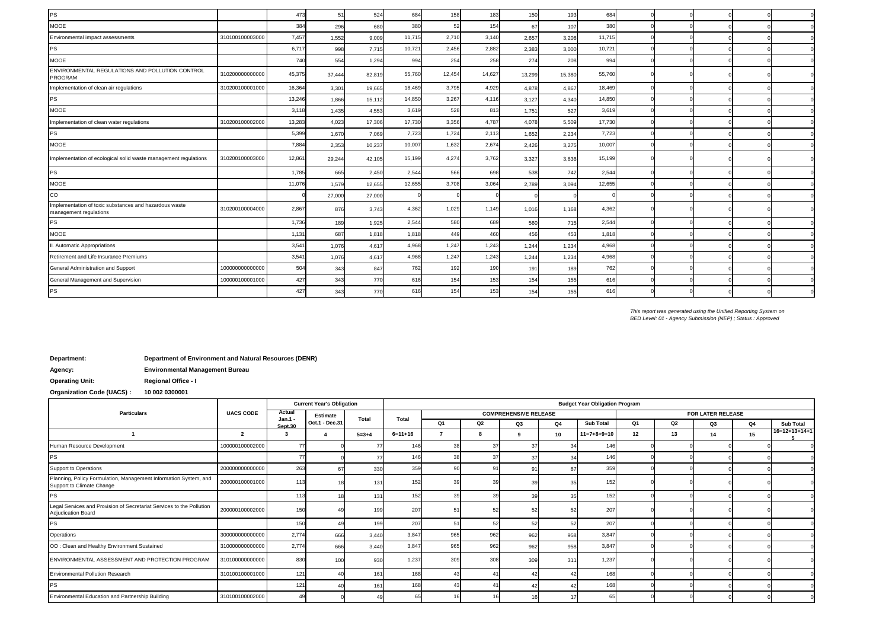| | | | | | | | | | | | | | | | |
|---|---|---|---|---|---|---|---|---|---|---|---|---|---|---|---|
| PS | | 473 | 51 | 524 | 684 | 158 | 183 | 150 | 193 | 684 | 0 | 0 | 0 | 0 | 0 |
| MOOE | | 384 | 296 | 680 | 380 | 52 | 154 | 67 | 107 | 380 | 0 | 0 | 0 | 0 | 0 |
| Environmental impact assessments | 310100100003000 | 7,457 | 1,552 | 9,009 | 11,715 | 2,710 | 3,140 | 2,657 | 3,208 | 11,715 | 0 | 0 | 0 | 0 | 0 |
| PS | | 6,717 | 998 | 7,715 | 10,721 | 2,456 | 2,882 | 2,383 | 3,000 | 10,721 | 0 | 0 | 0 | 0 | 0 |
| MOOE | | 740 | 554 | 1,294 | 994 | 254 | 258 | 274 | 208 | 994 | 0 | 0 | 0 | 0 | 0 |
| ENVIRONMENTAL REGULATIONS AND POLLUTION CONTROL PROGRAM | 310200000000000 | 45,375 | 37,444 | 82,819 | 55,760 | 12,454 | 14,627 | 13,299 | 15,380 | 55,760 | 0 | 0 | 0 | 0 | 0 |
| Implementation of clean air regulations | 310200100001000 | 16,364 | 3,301 | 19,665 | 18,469 | 3,795 | 4,929 | 4,878 | 4,867 | 18,469 | 0 | 0 | 0 | 0 | 0 |
| PS | | 13,246 | 1,866 | 15,112 | 14,850 | 3,267 | 4,116 | 3,127 | 4,340 | 14,850 | 0 | 0 | 0 | 0 | 0 |
| MOOE | | 3,118 | 1,435 | 4,553 | 3,619 | 528 | 813 | 1,751 | 527 | 3,619 | 0 | 0 | 0 | 0 | 0 |
| Implementation of clean water regulations | 310200100002000 | 13,283 | 4,023 | 17,306 | 17,730 | 3,356 | 4,787 | 4,078 | 5,509 | 17,730 | 0 | 0 | 0 | 0 | 0 |
| PS | | 5,399 | 1,670 | 7,069 | 7,723 | 1,724 | 2,113 | 1,652 | 2,234 | 7,723 | 0 | 0 | 0 | 0 | 0 |
| MOOE | | 7,884 | 2,353 | 10,237 | 10,007 | 1,632 | 2,674 | 2,426 | 3,275 | 10,007 | 0 | 0 | 0 | 0 | 0 |
| Implementation of ecological solid waste management regulations | 310200100003000 | 12,861 | 29,244 | 42,105 | 15,199 | 4,274 | 3,762 | 3,327 | 3,836 | 15,199 | 0 | 0 | 0 | 0 | 0 |
| PS | | 1,785 | 665 | 2,450 | 2,544 | 566 | 698 | 538 | 742 | 2,544 | 0 | 0 | 0 | 0 | 0 |
| MOOE | | 11,076 | 1,579 | 12,655 | 12,655 | 3,708 | 3,064 | 2,789 | 3,094 | 12,655 | 0 | 0 | 0 | 0 | 0 |
| CO | | 0 | 27,000 | 27,000 | 0 | 0 | 0 | 0 | 0 | 0 | 0 | 0 | 0 | 0 | 0 |
| Implementation of toxic substances and hazardous waste management regulations | 310200100004000 | 2,867 | 876 | 3,743 | 4,362 | 1,029 | 1,149 | 1,016 | 1,168 | 4,362 | 0 | 0 | 0 | 0 | 0 |
| PS | | 1,736 | 189 | 1,925 | 2,544 | 580 | 689 | 560 | 715 | 2,544 | 0 | 0 | 0 | 0 | 0 |
| MOOE | | 1,131 | 687 | 1,818 | 1,818 | 449 | 460 | 456 | 453 | 1,818 | 0 | 0 | 0 | 0 | 0 |
| II. Automatic Appropriations | | 3,541 | 1,076 | 4,617 | 4,968 | 1,247 | 1,243 | 1,244 | 1,234 | 4,968 | 0 | 0 | 0 | 0 | 0 |
| Retirement and Life Insurance Premiums | | 3,541 | 1,076 | 4,617 | 4,968 | 1,247 | 1,243 | 1,244 | 1,234 | 4,968 | 0 | 0 | 0 | 0 | 0 |
| General Administration and Support | 100000000000000 | 504 | 343 | 847 | 762 | 192 | 190 | 191 | 189 | 762 | 0 | 0 | 0 | 0 | 0 |
| General Management and Supervision | 100000100001000 | 427 | 343 | 770 | 616 | 154 | 153 | 154 | 155 | 616 | 0 | 0 | 0 | 0 | 0 |
| PS | | 427 | 343 | 770 | 616 | 154 | 153 | 154 | 155 | 616 | 0 | 0 | 0 | 0 | 0 |

*This report was generated using the Unified Reporting System on*
*BED Level: 01 - Agency Submission (NEP) ; Status : Approved*

**Department:** **Department of Environment and Natural Resources (DENR)**

**Agency:** **Environmental Management Bureau**

**Operating Unit:** **Regional Office - I**

**Organization Code (UACS) :** **10 002 0300001**

| Particulars | UACS CODE | Current Year's Obligation | | | Budget Year Obligation Program | | | | | | | | | | |
|---|---|---|---|---|---|---|---|---|---|---|---|---|---|---|---|
| | | Actual Jan.1 - Sept.30 | Estimate Oct.1 - Dec.31 | Total | Total | COMPREHENSIVE RELEASE | | | | | FOR LATER RELEASE | | | | |
| | | | | | | Q1 | Q2 | Q3 | Q4 | Sub Total | Q1 | Q2 | Q3 | Q4 | Sub Total |
| 1 | 2 | 3 | 4 | 5=3+4 | 6=11+16 | 7 | 8 | 9 | 10 | 11=7+8+9+10 | 12 | 13 | 14 | 15 | 16=12+13+14+15 |
| Human Resource Development | 100000100002000 | 77 | 0 | 77 | 146 | 38 | 37 | 37 | 34 | 146 | 0 | 0 | 0 | 0 | 0 |
| PS | | 77 | 0 | 77 | 146 | 38 | 37 | 37 | 34 | 146 | 0 | 0 | 0 | 0 | 0 |
| Support to Operations | 200000000000000 | 263 | 67 | 330 | 359 | 90 | 91 | 91 | 87 | 359 | 0 | 0 | 0 | 0 | 0 |
| Planning, Policy Formulation, Management Information System, and Support to Climate Change | 200000100001000 | 113 | 18 | 131 | 152 | 39 | 39 | 39 | 35 | 152 | 0 | 0 | 0 | 0 | 0 |
| PS | | 113 | 18 | 131 | 152 | 39 | 39 | 39 | 35 | 152 | 0 | 0 | 0 | 0 | 0 |
| Legal Services and Provision of Secretariat Services to the Pollution Adjudication Board | 200000100002000 | 150 | 49 | 199 | 207 | 51 | 52 | 52 | 52 | 207 | 0 | 0 | 0 | 0 | 0 |
| PS | | 150 | 49 | 199 | 207 | 51 | 52 | 52 | 52 | 207 | 0 | 0 | 0 | 0 | 0 |
| Operations | 300000000000000 | 2,774 | 666 | 3,440 | 3,847 | 965 | 962 | 962 | 958 | 3,847 | 0 | 0 | 0 | 0 | 0 |
| OO : Clean and Healthy Environment Sustained | 310000000000000 | 2,774 | 666 | 3,440 | 3,847 | 965 | 962 | 962 | 958 | 3,847 | 0 | 0 | 0 | 0 | 0 |
| ENVIRONMENTAL ASSESSMENT AND PROTECTION PROGRAM | 310100000000000 | 830 | 100 | 930 | 1,237 | 309 | 308 | 309 | 311 | 1,237 | 0 | 0 | 0 | 0 | 0 |
| Environmental Pollution Research | 310100100001000 | 121 | 40 | 161 | 168 | 43 | 41 | 42 | 42 | 168 | 0 | 0 | 0 | 0 | 0 |
| PS | | 121 | 40 | 161 | 168 | 43 | 41 | 42 | 42 | 168 | 0 | 0 | 0 | 0 | 0 |
| Environmental Education and Partnership Building | 310100100002000 | 49 | 0 | 49 | 65 | 16 | 16 | 16 | 17 | 65 | 0 | 0 | 0 | 0 | 0 |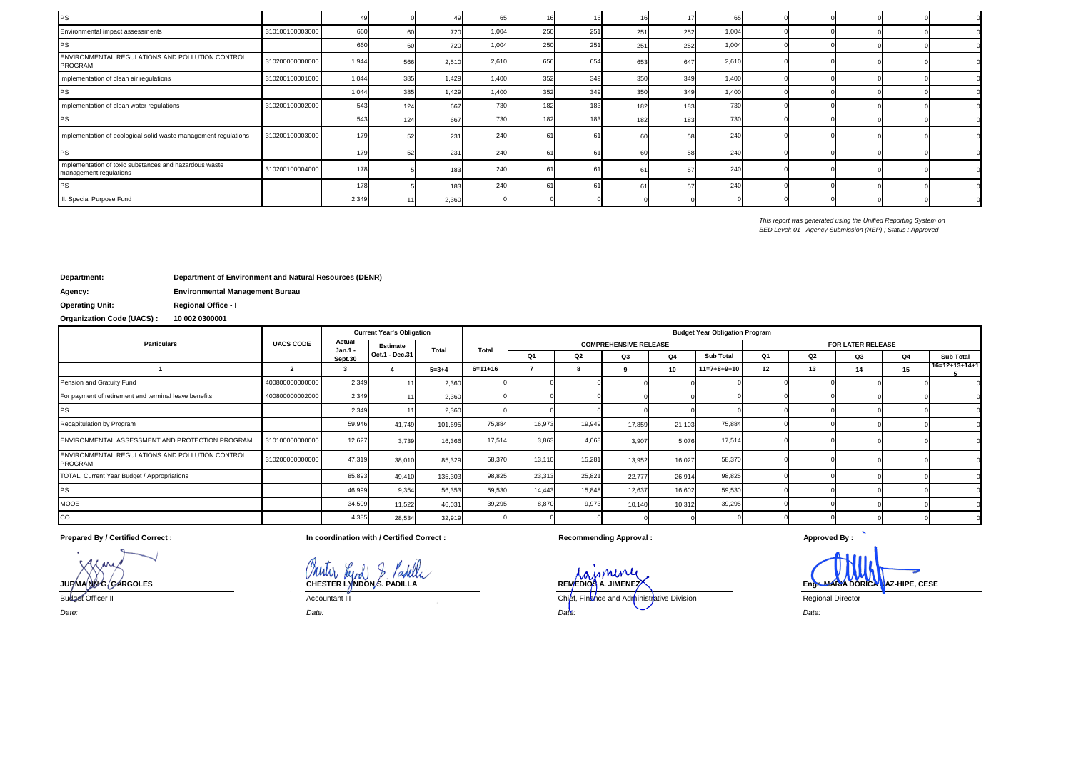| PS | | 49 | 0 | 49 | 65 | 16 | 16 | 16 | 17 | 65 | 0 | 0 | 0 | 0 | 0 |
|---|---|---|---|---|---|---|---|---|---|---|---|---|---|---|---|
| Environmental impact assessments | 310100100003000 | 660 | 60 | 720 | 1,004 | 250 | 251 | 251 | 252 | 1,004 | 0 | 0 | 0 | 0 | 0 |
| PS | | 660 | 60 | 720 | 1,004 | 250 | 251 | 251 | 252 | 1,004 | 0 | 0 | 0 | 0 | 0 |
| ENVIRONMENTAL REGULATIONS AND POLLUTION CONTROL PROGRAM | 310200000000000 | 1,944 | 566 | 2,510 | 2,610 | 656 | 654 | 653 | 647 | 2,610 | 0 | 0 | 0 | 0 | 0 |
| Implementation of clean air regulations | 310200100001000 | 1,044 | 385 | 1,429 | 1,400 | 352 | 349 | 350 | 349 | 1,400 | 0 | 0 | 0 | 0 | 0 |
| PS | | 1,044 | 385 | 1,429 | 1,400 | 352 | 349 | 350 | 349 | 1,400 | 0 | 0 | 0 | 0 | 0 |
| Implementation of clean water regulations | 310200100002000 | 543 | 124 | 667 | 730 | 182 | 183 | 182 | 183 | 730 | 0 | 0 | 0 | 0 | 0 |
| PS | | 543 | 124 | 667 | 730 | 182 | 183 | 182 | 183 | 730 | 0 | 0 | 0 | 0 | 0 |
| Implementation of ecological solid waste management regulations | 310200100003000 | 179 | 52 | 231 | 240 | 61 | 61 | 60 | 58 | 240 | 0 | 0 | 0 | 0 | 0 |
| PS | | 179 | 52 | 231 | 240 | 61 | 61 | 60 | 58 | 240 | 0 | 0 | 0 | 0 | 0 |
| Implementation of toxic substances and hazardous waste management regulations | 310200100004000 | 178 | 5 | 183 | 240 | 61 | 61 | 61 | 57 | 240 | 0 | 0 | 0 | 0 | 0 |
| PS | | 178 | 5 | 183 | 240 | 61 | 61 | 61 | 57 | 240 | 0 | 0 | 0 | 0 | 0 |
| III. Special Purpose Fund | | 2,349 | 11 | 2,360 | 0 | 0 | 0 | 0 | 0 | 0 | 0 | 0 | 0 | 0 | 0 |

*This report was generated using the Unified Reporting System on*
*BED Level: 01 - Agency Submission (NEP) ; Status : Approved*

**Department:** Department of Environment and Natural Resources (DENR)

**Agency:** Environmental Management Bureau

**Operating Unit:** Regional Office - I

**Organization Code (UACS) :** 10 002 0300001

| Particulars | UACS CODE | Current Year's Obligation | | | Budget Year Obligation Program | | | | | | | | | | |
|---|---|---|---|---|---|---|---|---|---|---|---|---|---|---|---|
| | | Actual Jan.1 - Sept.30 | Estimate Oct.1 - Dec.31 | Total | Total | COMPREHENSIVE RELEASE | | | | | FOR LATER RELEASE | | | | |
| | | | | | | Q1 | Q2 | Q3 | Q4 | Sub Total | Q1 | Q2 | Q3 | Q4 | Sub Total |
| 1 | 2 | 3 | 4 | 5=3+4 | 6=11+16 | 7 | 8 | 9 | 10 | 11=7+8+9+10 | 12 | 13 | 14 | 15 | 16=12+13+14+15 |
| Pension and Gratuity Fund | 400800000000000 | 2,349 | 11 | 2,360 | 0 | 0 | 0 | 0 | 0 | 0 | 0 | 0 | 0 | 0 | 0 |
| For payment of retirement and terminal leave benefits | 400800000002000 | 2,349 | 11 | 2,360 | 0 | 0 | 0 | 0 | 0 | 0 | 0 | 0 | 0 | 0 | 0 |
| PS | | 2,349 | 11 | 2,360 | 0 | 0 | 0 | 0 | 0 | 0 | 0 | 0 | 0 | 0 | 0 |
| Recapitulation by Program | | 59,946 | 41,749 | 101,695 | 75,884 | 16,973 | 19,949 | 17,859 | 21,103 | 75,884 | 0 | 0 | 0 | 0 | 0 |
| ENVIRONMENTAL ASSESSMENT AND PROTECTION PROGRAM | 310100000000000 | 12,627 | 3,739 | 16,366 | 17,514 | 3,863 | 4,668 | 3,907 | 5,076 | 17,514 | 0 | 0 | 0 | 0 | 0 |
| ENVIRONMENTAL REGULATIONS AND POLLUTION CONTROL PROGRAM | 310200000000000 | 47,319 | 38,010 | 85,329 | 58,370 | 13,110 | 15,281 | 13,952 | 16,027 | 58,370 | 0 | 0 | 0 | 0 | 0 |
| TOTAL, Current Year Budget / Appropriations | | 85,893 | 49,410 | 135,303 | 98,825 | 23,313 | 25,821 | 22,777 | 26,914 | 98,825 | 0 | 0 | 0 | 0 | 0 |
| PS | | 46,999 | 9,354 | 56,353 | 59,530 | 14,443 | 15,848 | 12,637 | 16,602 | 59,530 | 0 | 0 | 0 | 0 | 0 |
| MOOE | | 34,509 | 11,522 | 46,031 | 39,295 | 8,870 | 9,973 | 10,140 | 10,312 | 39,295 | 0 | 0 | 0 | 0 | 0 |
| CO | | 4,385 | 28,534 | 32,919 | 0 | 0 | 0 | 0 | 0 | 0 | 0 | 0 | 0 | 0 | 0 |

| Prepared By / Certified Correct : | In coordination with / Certified Correct : | Recommending Approval : | Approved By : |
|---|---|---|---|
| **JURMANN G. GARGOLES** | **CHESTER LYNDON S. PADILLA** | **REMEDIOS A. JIMENEZ** | **Engr. MARIA DORICA NAZ-HIPE, CESE** |
| Budget Officer II | Accountant III | Chief, Finance and Administrative Division | Regional Director |
| *Date:* | *Date:* | *Date:* | *Date:* |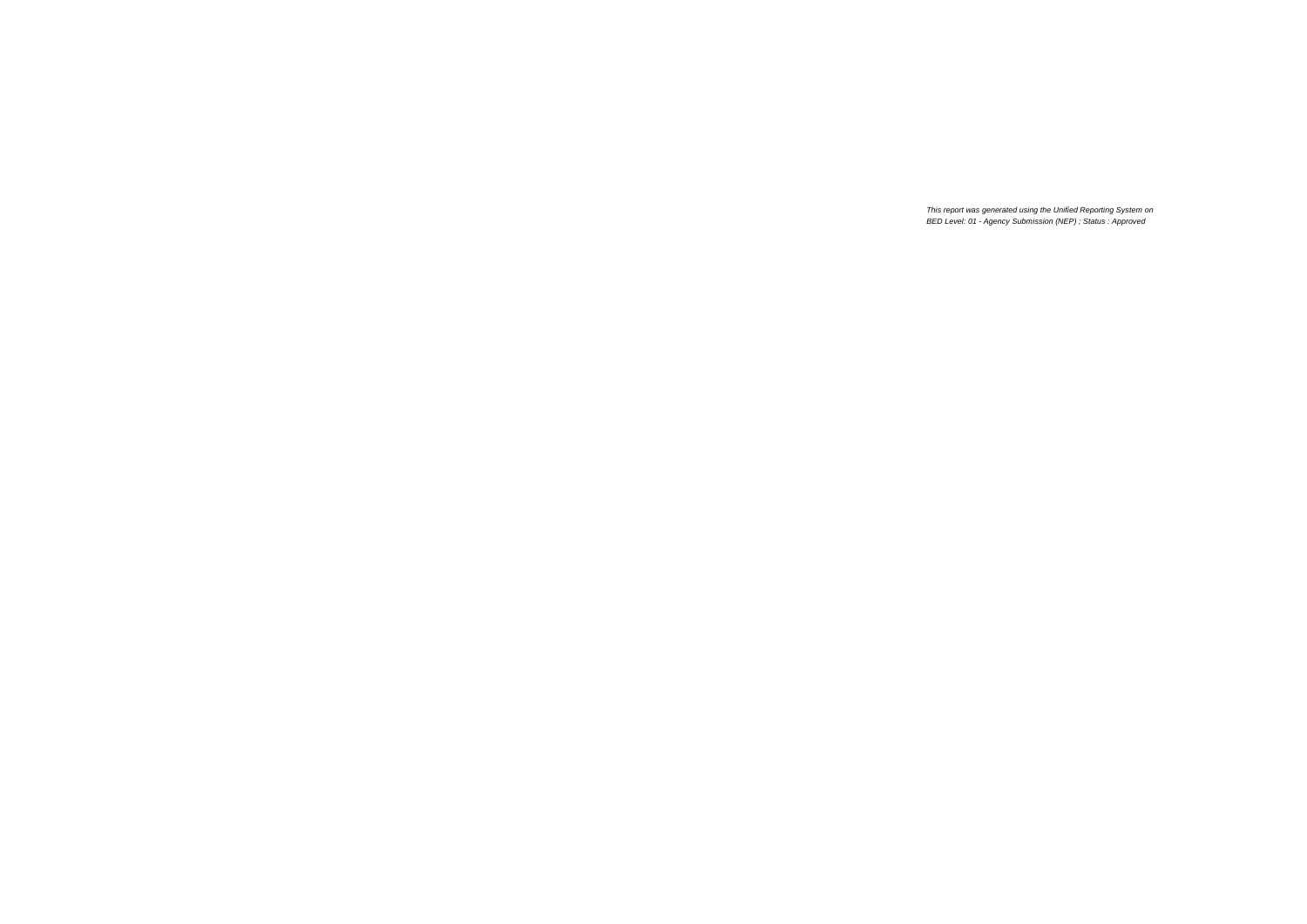*This report was generated using the Unified Reporting System on*
*BED Level: 01 - Agency Submission (NEP) ; Status : Approved*